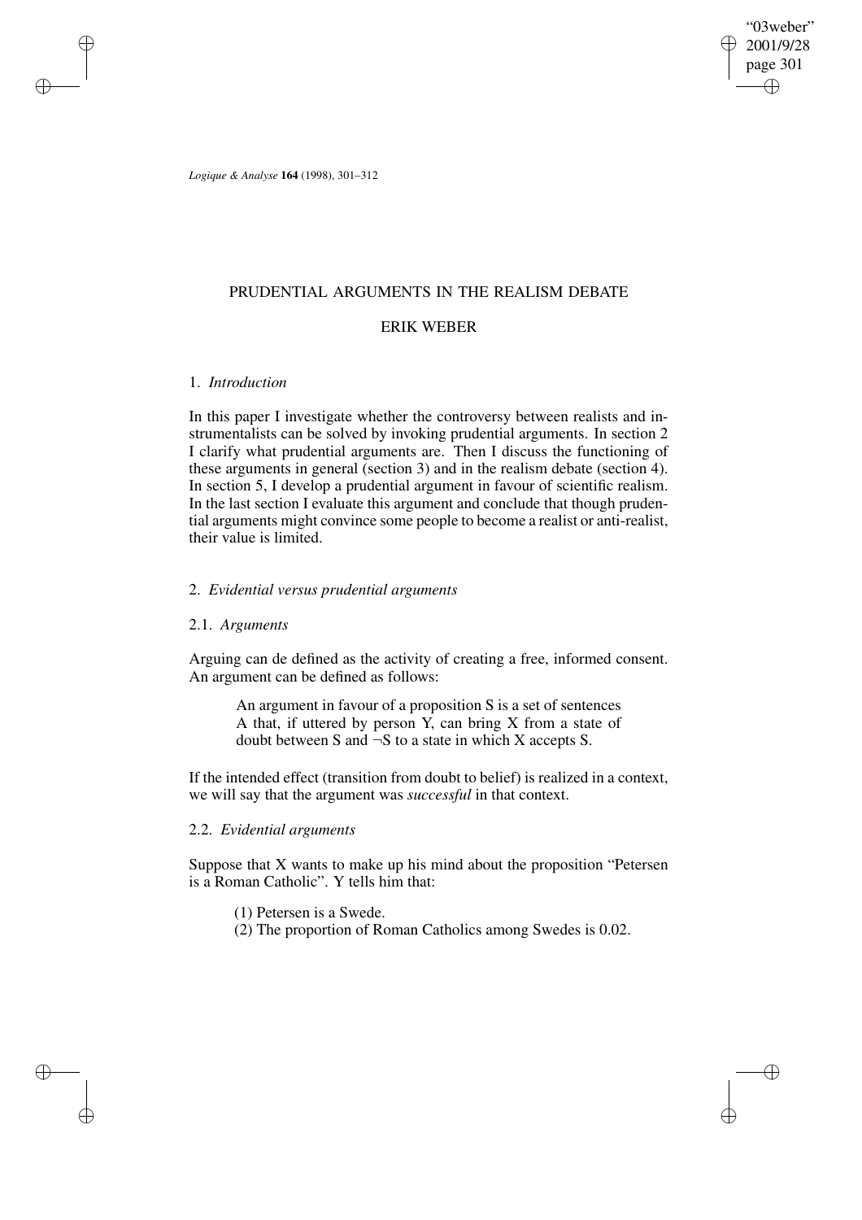# PRUDENTIAL ARGUMENTS IN THE REALISM DEBATE

## ERIK WEBER

### 1. *Introduction*

In this paper I investigate whether the controversy between realists and instrumentalists can be solved by invoking prudential arguments. In section 2 I clarify what prudential arguments are. Then I discuss the functioning of these arguments in general (section 3) and in the realism debate (section 4). In section 5, I develop a prudential argument in favour of scientific realism. In the last section I evaluate this argument and conclude that though prudential arguments might convince some people to become a realist or anti-realist, their value is limited.

### 2. *Evidential versus prudential arguments*

#### 2.1. *Arguments*

Arguing can de defined as the activity of creating a free, informed consent. An argument can be defined as follows:

> An argument in favour of a proposition S is a set of sentences A that, if uttered by person Y, can bring X from a state of doubt between S and ¬S to a state in which X accepts S.

If the intended effect (transition from doubt to belief) is realized in a context, we will say that the argument was *successful* in that context.

#### 2.2. *Evidential arguments*

Suppose that X wants to make up his mind about the proposition "Petersen is a Roman Catholic". Y tells him that:

> (1) Petersen is a Swede.
> (2) The proportion of Roman Catholics among Swedes is 0.02.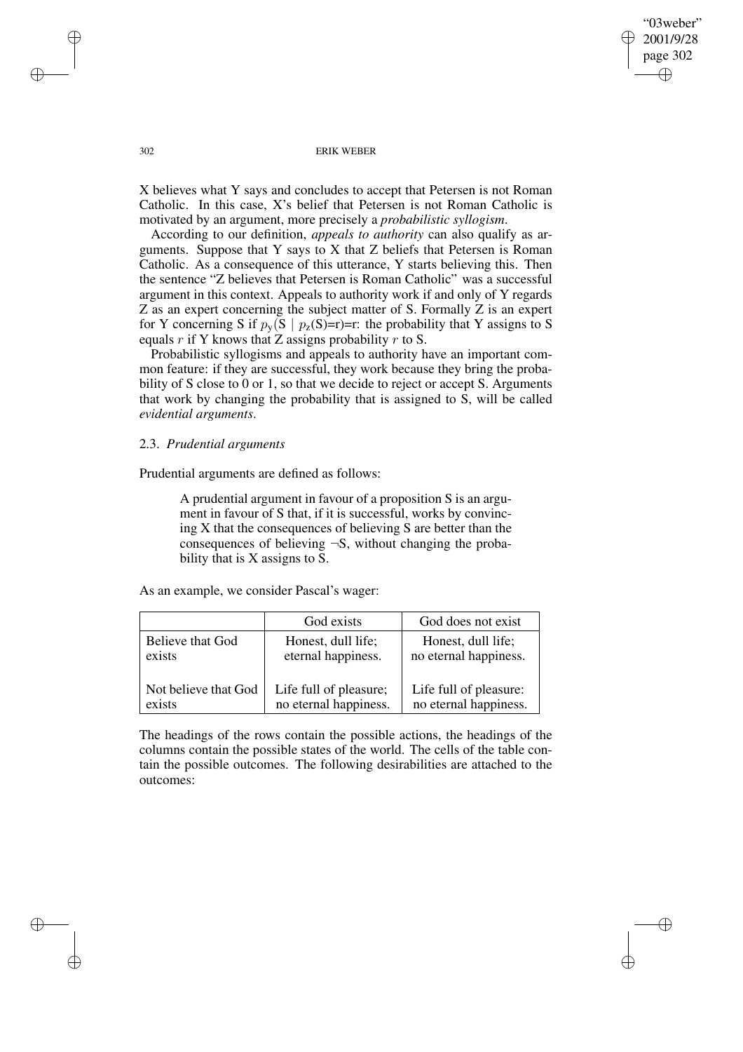X believes what Y says and concludes to accept that Petersen is not Roman Catholic. In this case, X's belief that Petersen is not Roman Catholic is motivated by an argument, more precisely a *probabilistic syllogism*.

According to our definition, *appeals to authority* can also qualify as arguments. Suppose that Y says to X that Z beliefs that Petersen is Roman Catholic. As a consequence of this utterance, Y starts believing this. Then the sentence "Z believes that Petersen is Roman Catholic" was a successful argument in this context. Appeals to authority work if and only of Y regards Z as an expert concerning the subject matter of S. Formally Z is an expert for Y concerning S if $p_y(S \mid p_z(S)=r)=r$: the probability that Y assigns to S equals $r$ if Y knows that Z assigns probability $r$ to S.

Probabilistic syllogisms and appeals to authority have an important common feature: if they are successful, they work because they bring the probability of S close to 0 or 1, so that we decide to reject or accept S. Arguments that work by changing the probability that is assigned to S, will be called *evidential arguments*.

### 2.3. *Prudential arguments*

Prudential arguments are defined as follows:

> A prudential argument in favour of a proposition S is an argument in favour of S that, if it is successful, works by convincing X that the consequences of believing S are better than the consequences of believing $\neg$S, without changing the probability that is X assigns to S.

As an example, we consider Pascal's wager:

| | God exists | God does not exist |
|---|---|---|
| Believe that God exists | Honest, dull life; eternal happiness. | Honest, dull life; no eternal happiness. |
| Not believe that God exists | Life full of pleasure; no eternal happiness. | Life full of pleasure: no eternal happiness. |

The headings of the rows contain the possible actions, the headings of the columns contain the possible states of the world. The cells of the table contain the possible outcomes. The following desirabilities are attached to the outcomes: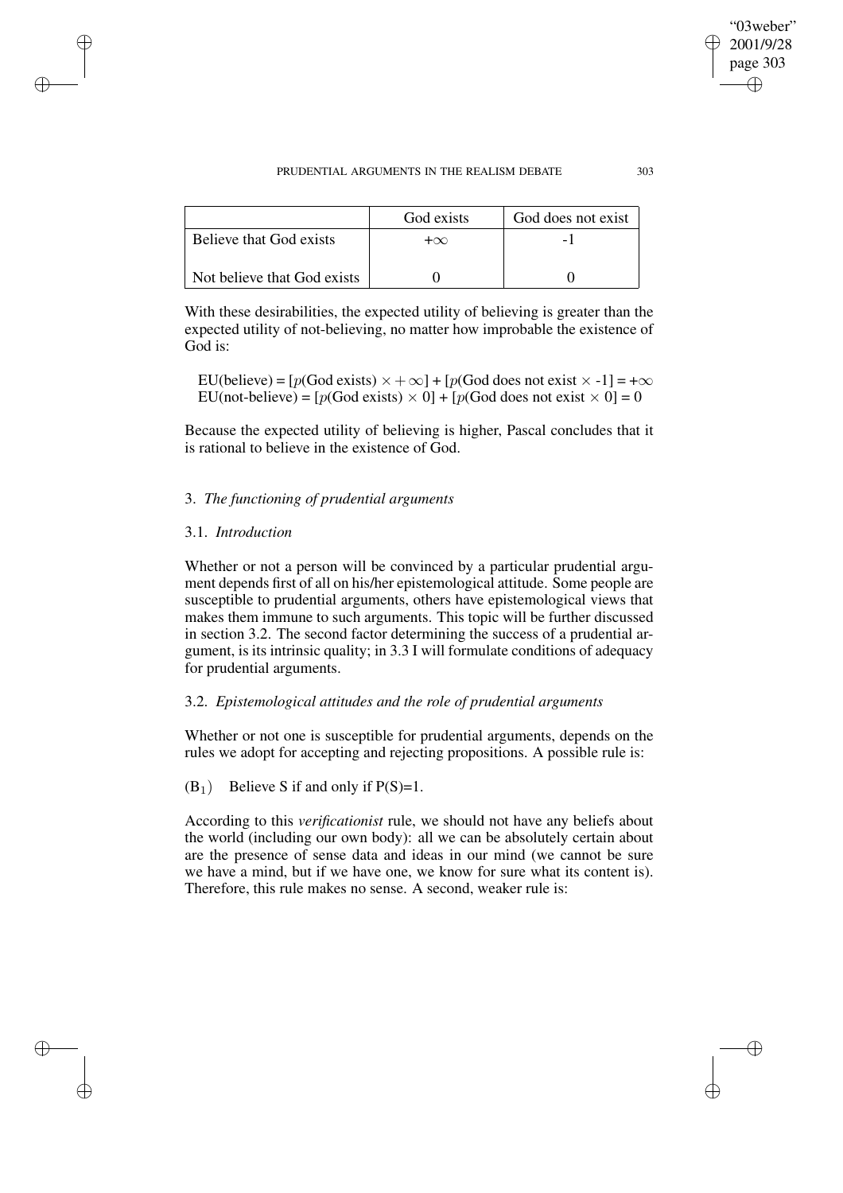| | God exists | God does not exist |
|---|---|---|
| Believe that God exists | $+\infty$ | -1 |
| Not believe that God exists | 0 | 0 |

With these desirabilities, the expected utility of believing is greater than the expected utility of not-believing, no matter how improbable the existence of God is:

EU(believe) = [$p$(God exists) $\times +\infty$] + [$p$(God does not exist $\times$ -1] = $+\infty$
EU(not-believe) = [$p$(God exists) $\times$ 0] + [$p$(God does not exist $\times$ 0] = 0

Because the expected utility of believing is higher, Pascal concludes that it is rational to believe in the existence of God.

## 3. *The functioning of prudential arguments*

### 3.1. *Introduction*

Whether or not a person will be convinced by a particular prudential argument depends first of all on his/her epistemological attitude. Some people are susceptible to prudential arguments, others have epistemological views that makes them immune to such arguments. This topic will be further discussed in section 3.2. The second factor determining the success of a prudential argument, is its intrinsic quality; in 3.3 I will formulate conditions of adequacy for prudential arguments.

### 3.2. *Epistemological attitudes and the role of prudential arguments*

Whether or not one is susceptible for prudential arguments, depends on the rules we adopt for accepting and rejecting propositions. A possible rule is:

($B_1$) Believe S if and only if P(S)=1.

According to this *verificationist* rule, we should not have any beliefs about the world (including our own body): all we can be absolutely certain about are the presence of sense data and ideas in our mind (we cannot be sure we have a mind, but if we have one, we know for sure what its content is). Therefore, this rule makes no sense. A second, weaker rule is: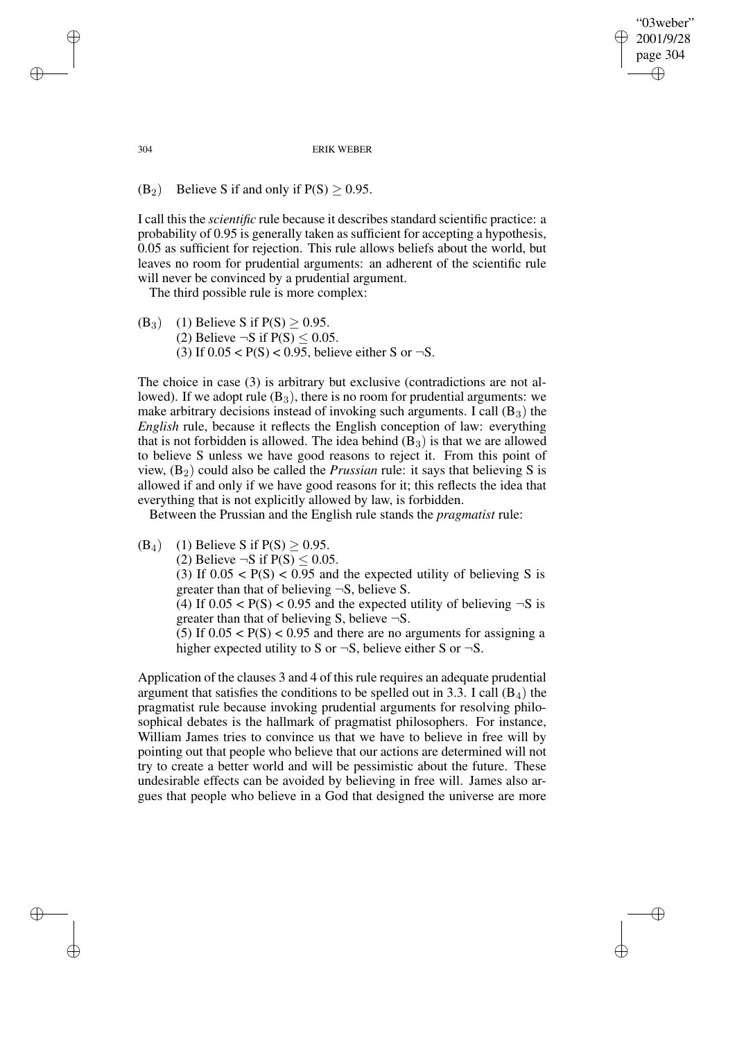($B_2$) Believe S if and only if $P(S) \geq 0.95$.

I call this the *scientific* rule because it describes standard scientific practice: a probability of 0.95 is generally taken as sufficient for accepting a hypothesis, 0.05 as sufficient for rejection. This rule allows beliefs about the world, but leaves no room for prudential arguments: an adherent of the scientific rule will never be convinced by a prudential argument.

The third possible rule is more complex:

($B_3$) (1) Believe S if $P(S) \geq 0.95$.
(2) Believe $\neg$S if $P(S) \leq 0.05$.
(3) If $0.05 < P(S) < 0.95$, believe either S or $\neg$S.

The choice in case (3) is arbitrary but exclusive (contradictions are not allowed). If we adopt rule ($B_3$), there is no room for prudential arguments: we make arbitrary decisions instead of invoking such arguments. I call ($B_3$) the *English* rule, because it reflects the English conception of law: everything that is not forbidden is allowed. The idea behind ($B_3$) is that we are allowed to believe S unless we have good reasons to reject it. From this point of view, ($B_2$) could also be called the *Prussian* rule: it says that believing S is allowed if and only if we have good reasons for it; this reflects the idea that everything that is not explicitly allowed by law, is forbidden.

Between the Prussian and the English rule stands the *pragmatist* rule:

($B_4$) (1) Believe S if $P(S) \geq 0.95$.
(2) Believe $\neg$S if $P(S) \leq 0.05$.
(3) If $0.05 < P(S) < 0.95$ and the expected utility of believing S is greater than that of believing $\neg$S, believe S.
(4) If $0.05 < P(S) < 0.95$ and the expected utility of believing $\neg$S is greater than that of believing S, believe $\neg$S.
(5) If $0.05 < P(S) < 0.95$ and there are no arguments for assigning a higher expected utility to S or $\neg$S, believe either S or $\neg$S.

Application of the clauses 3 and 4 of this rule requires an adequate prudential argument that satisfies the conditions to be spelled out in 3.3. I call ($B_4$) the pragmatist rule because invoking prudential arguments for resolving philosophical debates is the hallmark of pragmatist philosophers. For instance, William James tries to convince us that we have to believe in free will by pointing out that people who believe that our actions are determined will not try to create a better world and will be pessimistic about the future. These undesirable effects can be avoided by believing in free will. James also argues that people who believe in a God that designed the universe are more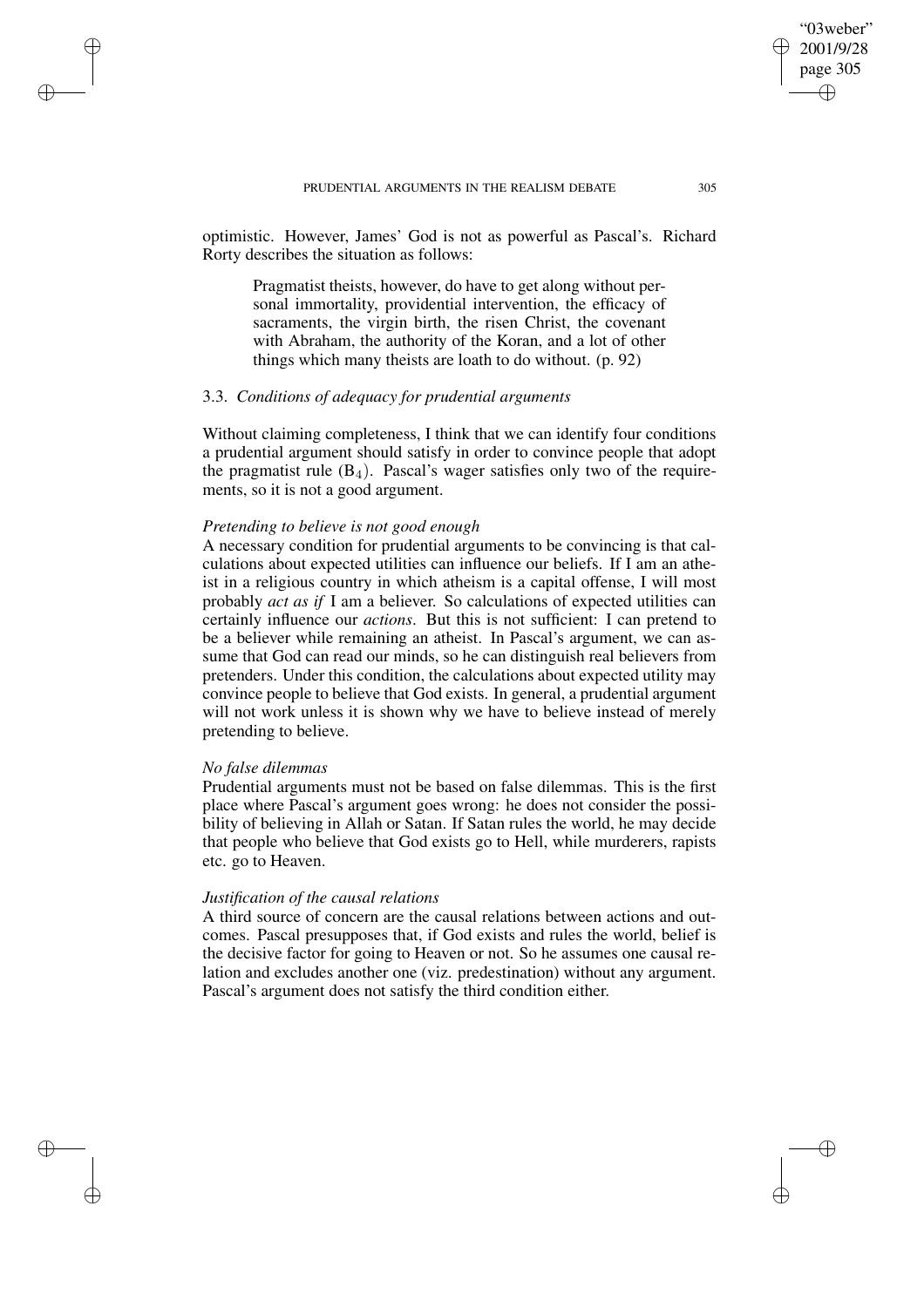optimistic. However, James' God is not as powerful as Pascal's. Richard Rorty describes the situation as follows:

> Pragmatist theists, however, do have to get along without personal immortality, providential intervention, the efficacy of sacraments, the virgin birth, the risen Christ, the covenant with Abraham, the authority of the Koran, and a lot of other things which many theists are loath to do without. (p. 92)

### 3.3. *Conditions of adequacy for prudential arguments*

Without claiming completeness, I think that we can identify four conditions a prudential argument should satisfy in order to convince people that adopt the pragmatist rule ($B_4$). Pascal's wager satisfies only two of the requirements, so it is not a good argument.

*Pretending to believe is not good enough*

A necessary condition for prudential arguments to be convincing is that calculations about expected utilities can influence our beliefs. If I am an atheist in a religious country in which atheism is a capital offense, I will most probably *act as if* I am a believer. So calculations of expected utilities can certainly influence our *actions*. But this is not sufficient: I can pretend to be a believer while remaining an atheist. In Pascal's argument, we can assume that God can read our minds, so he can distinguish real believers from pretenders. Under this condition, the calculations about expected utility may convince people to believe that God exists. In general, a prudential argument will not work unless it is shown why we have to believe instead of merely pretending to believe.

*No false dilemmas*

Prudential arguments must not be based on false dilemmas. This is the first place where Pascal's argument goes wrong: he does not consider the possibility of believing in Allah or Satan. If Satan rules the world, he may decide that people who believe that God exists go to Hell, while murderers, rapists etc. go to Heaven.

*Justification of the causal relations*

A third source of concern are the causal relations between actions and outcomes. Pascal presupposes that, if God exists and rules the world, belief is the decisive factor for going to Heaven or not. So he assumes one causal relation and excludes another one (viz. predestination) without any argument. Pascal's argument does not satisfy the third condition either.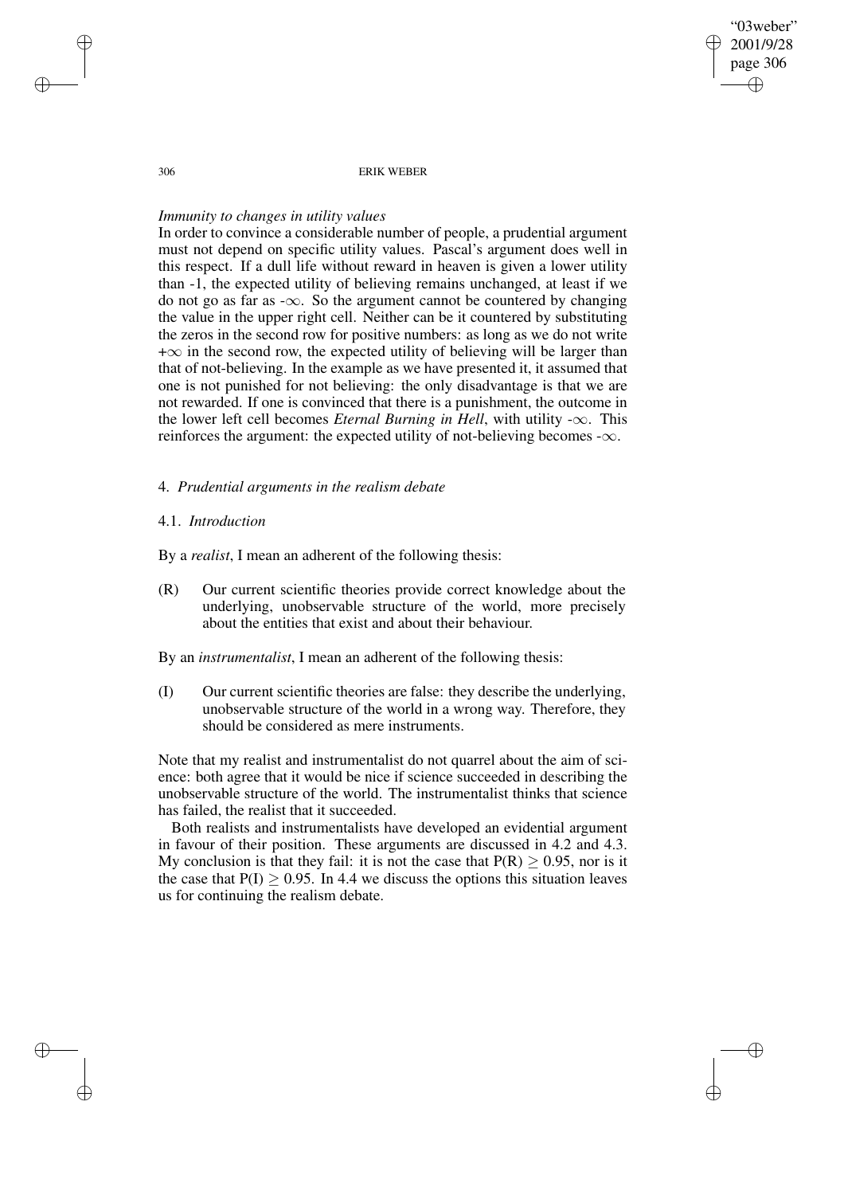*Immunity to changes in utility values*

In order to convince a considerable number of people, a prudential argument must not depend on specific utility values. Pascal's argument does well in this respect. If a dull life without reward in heaven is given a lower utility than -1, the expected utility of believing remains unchanged, at least if we do not go as far as $-\infty$. So the argument cannot be countered by changing the value in the upper right cell. Neither can be it countered by substituting the zeros in the second row for positive numbers: as long as we do not write $+\infty$ in the second row, the expected utility of believing will be larger than that of not-believing. In the example as we have presented it, it assumed that one is not punished for not believing: the only disadvantage is that we are not rewarded. If one is convinced that there is a punishment, the outcome in the lower left cell becomes *Eternal Burning in Hell*, with utility $-\infty$. This reinforces the argument: the expected utility of not-believing becomes $-\infty$.

## 4. *Prudential arguments in the realism debate*

### 4.1. *Introduction*

By a *realist*, I mean an adherent of the following thesis:

(R) Our current scientific theories provide correct knowledge about the underlying, unobservable structure of the world, more precisely about the entities that exist and about their behaviour.

By an *instrumentalist*, I mean an adherent of the following thesis:

(I) Our current scientific theories are false: they describe the underlying, unobservable structure of the world in a wrong way. Therefore, they should be considered as mere instruments.

Note that my realist and instrumentalist do not quarrel about the aim of science: both agree that it would be nice if science succeeded in describing the unobservable structure of the world. The instrumentalist thinks that science has failed, the realist that it succeeded.

Both realists and instrumentalists have developed an evidential argument in favour of their position. These arguments are discussed in 4.2 and 4.3. My conclusion is that they fail: it is not the case that $P(R) \geq 0.95$, nor is it the case that $P(I) \geq 0.95$. In 4.4 we discuss the options this situation leaves us for continuing the realism debate.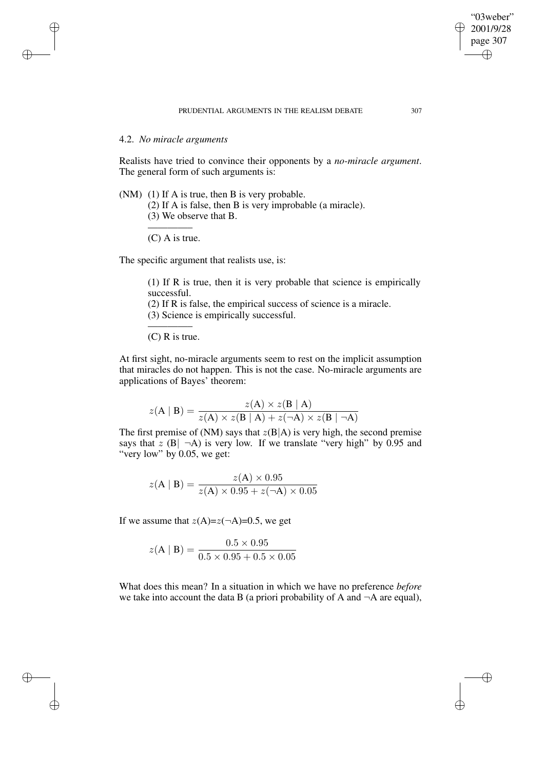### 4.2. *No miracle arguments*

Realists have tried to convince their opponents by a *no-miracle argument*. The general form of such arguments is:

(NM) (1) If A is true, then B is very probable.
(2) If A is false, then B is very improbable (a miracle).
(3) We observe that B.

---

(C) A is true.

The specific argument that realists use, is:

(1) If R is true, then it is very probable that science is empirically successful.
(2) If R is false, the empirical success of science is a miracle.
(3) Science is empirically successful.

---

(C) R is true.

At first sight, no-miracle arguments seem to rest on the implicit assumption that miracles do not happen. This is not the case. No-miracle arguments are applications of Bayes' theorem:

$$z(\mathrm{A} \mid \mathrm{B}) = \frac{z(\mathrm{A}) \times z(\mathrm{B} \mid \mathrm{A})}{z(\mathrm{A}) \times z(\mathrm{B} \mid \mathrm{A}) + z(\neg\mathrm{A}) \times z(\mathrm{B} \mid \neg\mathrm{A})}$$

The first premise of (NM) says that $z(\mathrm{B}|\mathrm{A})$ is very high, the second premise says that $z(\mathrm{B}| \neg\mathrm{A})$ is very low. If we translate "very high" by 0.95 and "very low" by 0.05, we get:

$$z(\mathrm{A} \mid \mathrm{B}) = \frac{z(\mathrm{A}) \times 0.95}{z(\mathrm{A}) \times 0.95 + z(\neg\mathrm{A}) \times 0.05}$$

If we assume that $z(\mathrm{A})=z(\neg\mathrm{A})=0.5$, we get

$$z(\mathrm{A} \mid \mathrm{B}) = \frac{0.5 \times 0.95}{0.5 \times 0.95 + 0.5 \times 0.05}$$

What does this mean? In a situation in which we have no preference *before* we take into account the data B (a priori probability of A and ¬A are equal),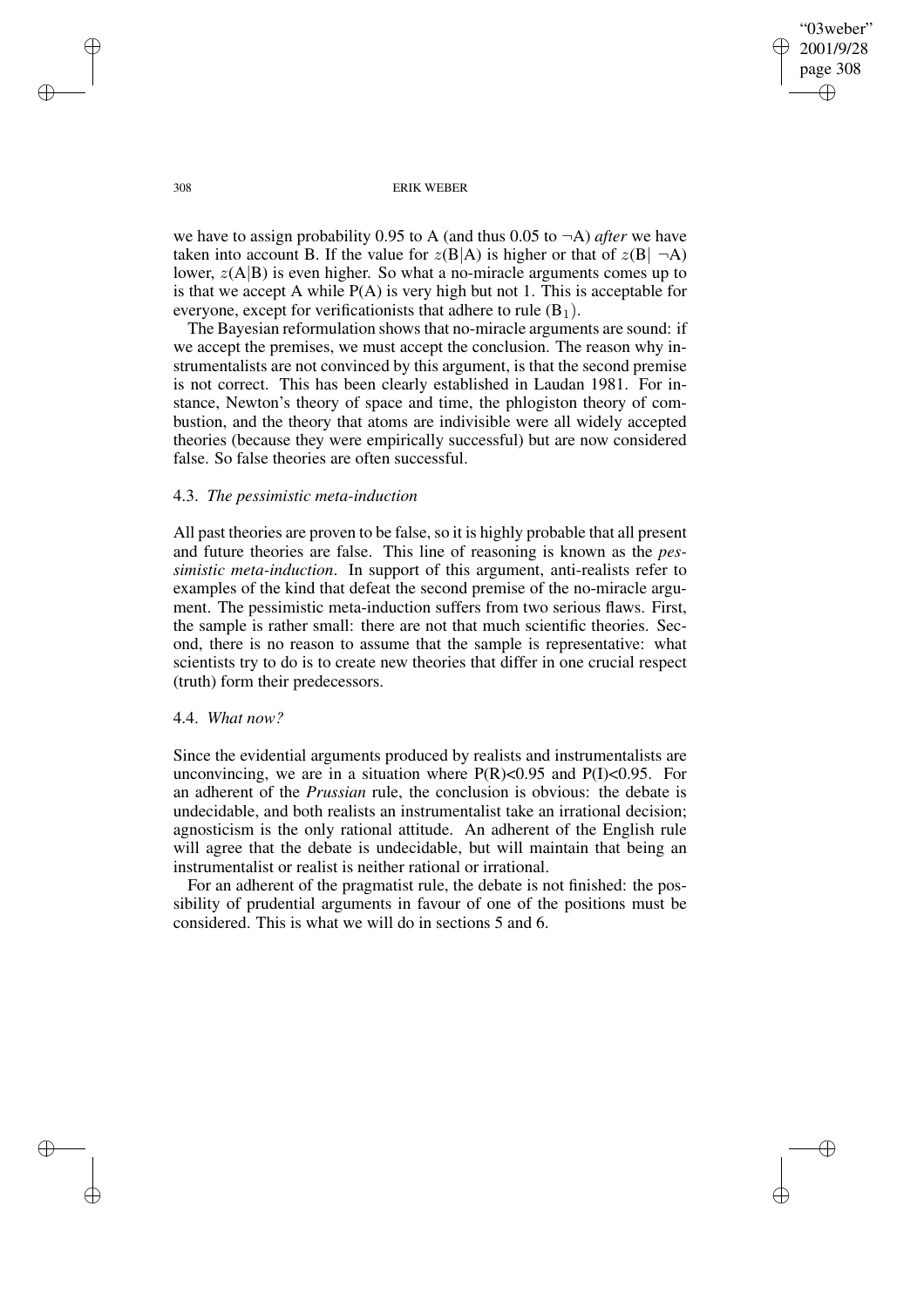we have to assign probability 0.95 to A (and thus 0.05 to $\neg$A) *after* we have taken into account B. If the value for $z(B|A)$ is higher or that of $z(B|\neg A)$ lower, $z(A|B)$ is even higher. So what a no-miracle arguments comes up to is that we accept A while P(A) is very high but not 1. This is acceptable for everyone, except for verificationists that adhere to rule ($B_1$).

The Bayesian reformulation shows that no-miracle arguments are sound: if we accept the premises, we must accept the conclusion. The reason why instrumentalists are not convinced by this argument, is that the second premise is not correct. This has been clearly established in Laudan 1981. For instance, Newton's theory of space and time, the phlogiston theory of combustion, and the theory that atoms are indivisible were all widely accepted theories (because they were empirically successful) but are now considered false. So false theories are often successful.

### 4.3. *The pessimistic meta-induction*

All past theories are proven to be false, so it is highly probable that all present and future theories are false. This line of reasoning is known as the *pessimistic meta-induction*. In support of this argument, anti-realists refer to examples of the kind that defeat the second premise of the no-miracle argument. The pessimistic meta-induction suffers from two serious flaws. First, the sample is rather small: there are not that much scientific theories. Second, there is no reason to assume that the sample is representative: what scientists try to do is to create new theories that differ in one crucial respect (truth) form their predecessors.

### 4.4. *What now?*

Since the evidential arguments produced by realists and instrumentalists are unconvincing, we are in a situation where $P(R)<0.95$ and $P(I)<0.95$. For an adherent of the *Prussian* rule, the conclusion is obvious: the debate is undecidable, and both realists an instrumentalist take an irrational decision; agnosticism is the only rational attitude. An adherent of the English rule will agree that the debate is undecidable, but will maintain that being an instrumentalist or realist is neither rational or irrational.

For an adherent of the pragmatist rule, the debate is not finished: the possibility of prudential arguments in favour of one of the positions must be considered. This is what we will do in sections 5 and 6.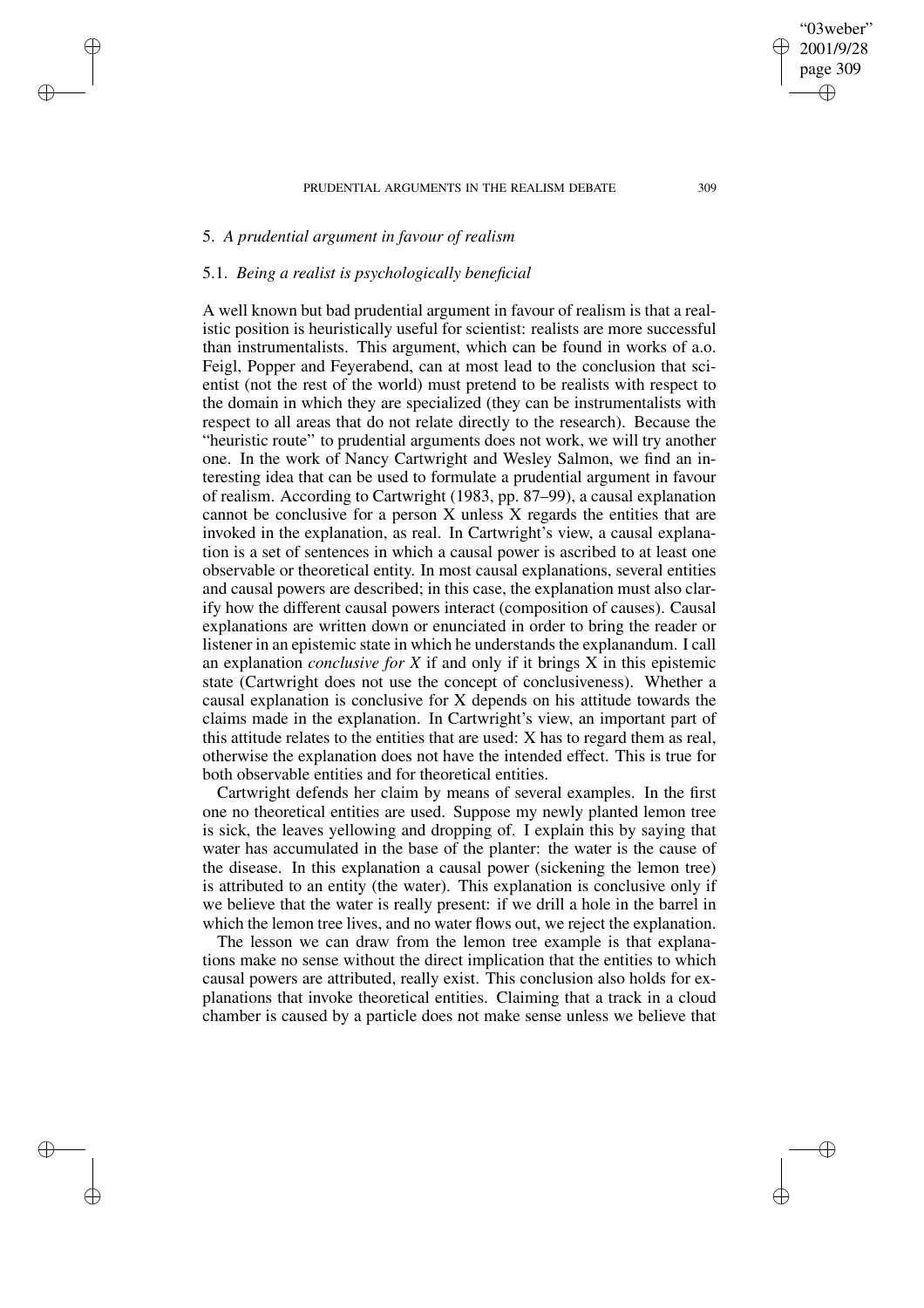## 5. *A prudential argument in favour of realism*

### 5.1. *Being a realist is psychologically beneficial*

A well known but bad prudential argument in favour of realism is that a realistic position is heuristically useful for scientist: realists are more successful than instrumentalists. This argument, which can be found in works of a.o. Feigl, Popper and Feyerabend, can at most lead to the conclusion that scientist (not the rest of the world) must pretend to be realists with respect to the domain in which they are specialized (they can be instrumentalists with respect to all areas that do not relate directly to the research). Because the "heuristic route" to prudential arguments does not work, we will try another one. In the work of Nancy Cartwright and Wesley Salmon, we find an interesting idea that can be used to formulate a prudential argument in favour of realism. According to Cartwright (1983, pp. 87–99), a causal explanation cannot be conclusive for a person X unless X regards the entities that are invoked in the explanation, as real. In Cartwright's view, a causal explanation is a set of sentences in which a causal power is ascribed to at least one observable or theoretical entity. In most causal explanations, several entities and causal powers are described; in this case, the explanation must also clarify how the different causal powers interact (composition of causes). Causal explanations are written down or enunciated in order to bring the reader or listener in an epistemic state in which he understands the explanandum. I call an explanation *conclusive for X* if and only if it brings X in this epistemic state (Cartwright does not use the concept of conclusiveness). Whether a causal explanation is conclusive for X depends on his attitude towards the claims made in the explanation. In Cartwright's view, an important part of this attitude relates to the entities that are used: X has to regard them as real, otherwise the explanation does not have the intended effect. This is true for both observable entities and for theoretical entities.

Cartwright defends her claim by means of several examples. In the first one no theoretical entities are used. Suppose my newly planted lemon tree is sick, the leaves yellowing and dropping of. I explain this by saying that water has accumulated in the base of the planter: the water is the cause of the disease. In this explanation a causal power (sickening the lemon tree) is attributed to an entity (the water). This explanation is conclusive only if we believe that the water is really present: if we drill a hole in the barrel in which the lemon tree lives, and no water flows out, we reject the explanation.

The lesson we can draw from the lemon tree example is that explanations make no sense without the direct implication that the entities to which causal powers are attributed, really exist. This conclusion also holds for explanations that invoke theoretical entities. Claiming that a track in a cloud chamber is caused by a particle does not make sense unless we believe that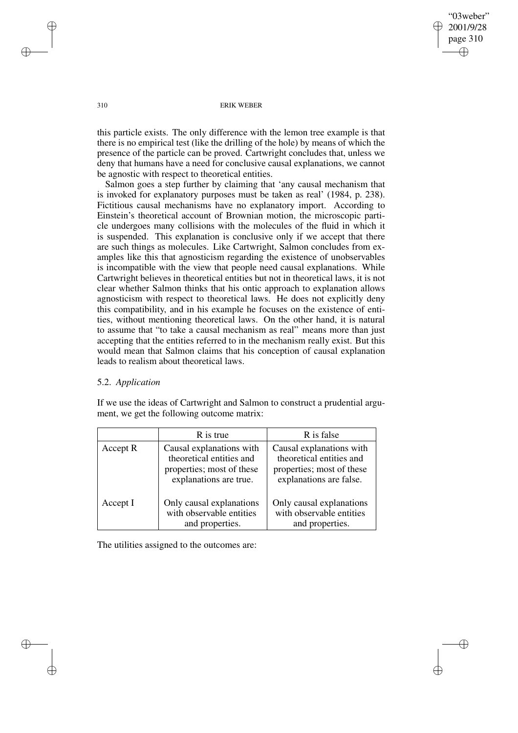this particle exists. The only difference with the lemon tree example is that there is no empirical test (like the drilling of the hole) by means of which the presence of the particle can be proved. Cartwright concludes that, unless we deny that humans have a need for conclusive causal explanations, we cannot be agnostic with respect to theoretical entities.

Salmon goes a step further by claiming that 'any causal mechanism that is invoked for explanatory purposes must be taken as real' (1984, p. 238). Fictitious causal mechanisms have no explanatory import. According to Einstein's theoretical account of Brownian motion, the microscopic particle undergoes many collisions with the molecules of the fluid in which it is suspended. This explanation is conclusive only if we accept that there are such things as molecules. Like Cartwright, Salmon concludes from examples like this that agnosticism regarding the existence of unobservables is incompatible with the view that people need causal explanations. While Cartwright believes in theoretical entities but not in theoretical laws, it is not clear whether Salmon thinks that his ontic approach to explanation allows agnosticism with respect to theoretical laws. He does not explicitly deny this compatibility, and in his example he focuses on the existence of entities, without mentioning theoretical laws. On the other hand, it is natural to assume that "to take a causal mechanism as real" means more than just accepting that the entities referred to in the mechanism really exist. But this would mean that Salmon claims that his conception of causal explanation leads to realism about theoretical laws.

### 5.2. *Application*

If we use the ideas of Cartwright and Salmon to construct a prudential argument, we get the following outcome matrix:

| | R is true | R is false |
|---|---|---|
| Accept R | Causal explanations with theoretical entities and properties; most of these explanations are true. | Causal explanations with theoretical entities and properties; most of these explanations are false. |
| Accept I | Only causal explanations with observable entities and properties. | Only causal explanations with observable entities and properties. |

The utilities assigned to the outcomes are: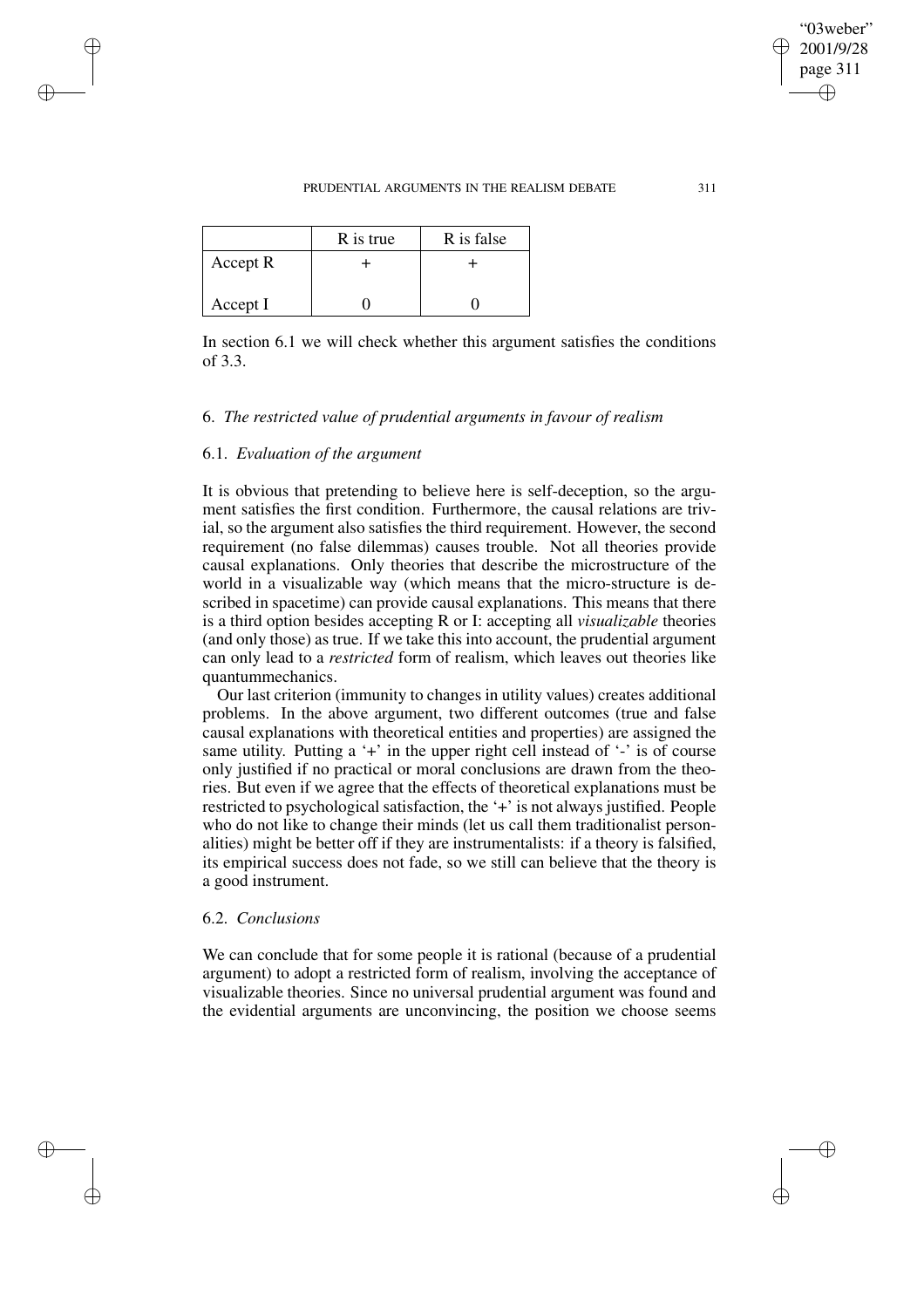|  | R is true | R is false |
|---|---|---|
| Accept R | + | + |
| Accept I | 0 | 0 |

In section 6.1 we will check whether this argument satisfies the conditions of 3.3.

## 6. *The restricted value of prudential arguments in favour of realism*

### 6.1. *Evaluation of the argument*

It is obvious that pretending to believe here is self-deception, so the argument satisfies the first condition. Furthermore, the causal relations are trivial, so the argument also satisfies the third requirement. However, the second requirement (no false dilemmas) causes trouble. Not all theories provide causal explanations. Only theories that describe the microstructure of the world in a visualizable way (which means that the micro-structure is described in spacetime) can provide causal explanations. This means that there is a third option besides accepting R or I: accepting all *visualizable* theories (and only those) as true. If we take this into account, the prudential argument can only lead to a *restricted* form of realism, which leaves out theories like quantummechanics.

Our last criterion (immunity to changes in utility values) creates additional problems. In the above argument, two different outcomes (true and false causal explanations with theoretical entities and properties) are assigned the same utility. Putting a '+' in the upper right cell instead of '-' is of course only justified if no practical or moral conclusions are drawn from the theories. But even if we agree that the effects of theoretical explanations must be restricted to psychological satisfaction, the '+' is not always justified. People who do not like to change their minds (let us call them traditionalist personalities) might be better off if they are instrumentalists: if a theory is falsified, its empirical success does not fade, so we still can believe that the theory is a good instrument.

### 6.2. *Conclusions*

We can conclude that for some people it is rational (because of a prudential argument) to adopt a restricted form of realism, involving the acceptance of visualizable theories. Since no universal prudential argument was found and the evidential arguments are unconvincing, the position we choose seems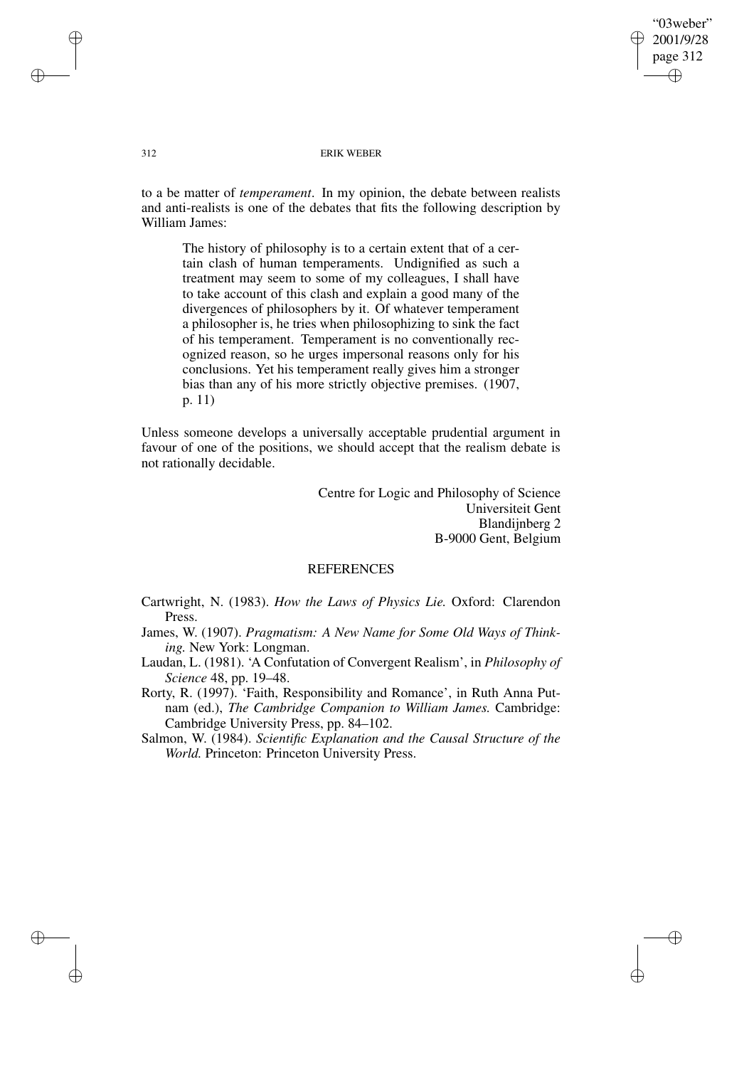to a be matter of *temperament*. In my opinion, the debate between realists and anti-realists is one of the debates that fits the following description by William James:

> The history of philosophy is to a certain extent that of a certain clash of human temperaments. Undignified as such a treatment may seem to some of my colleagues, I shall have to take account of this clash and explain a good many of the divergences of philosophers by it. Of whatever temperament a philosopher is, he tries when philosophizing to sink the fact of his temperament. Temperament is no conventionally recognized reason, so he urges impersonal reasons only for his conclusions. Yet his temperament really gives him a stronger bias than any of his more strictly objective premises. (1907, p. 11)

Unless someone develops a universally acceptable prudential argument in favour of one of the positions, we should accept that the realism debate is not rationally decidable.

Centre for Logic and Philosophy of Science
Universiteit Gent
Blandijnberg 2
B-9000 Gent, Belgium

## REFERENCES

Cartwright, N. (1983). *How the Laws of Physics Lie.* Oxford: Clarendon Press.

James, W. (1907). *Pragmatism: A New Name for Some Old Ways of Thinking.* New York: Longman.

Laudan, L. (1981). 'A Confutation of Convergent Realism', in *Philosophy of Science* 48, pp. 19–48.

Rorty, R. (1997). 'Faith, Responsibility and Romance', in Ruth Anna Putnam (ed.), *The Cambridge Companion to William James.* Cambridge: Cambridge University Press, pp. 84–102.

Salmon, W. (1984). *Scientific Explanation and the Causal Structure of the World.* Princeton: Princeton University Press.